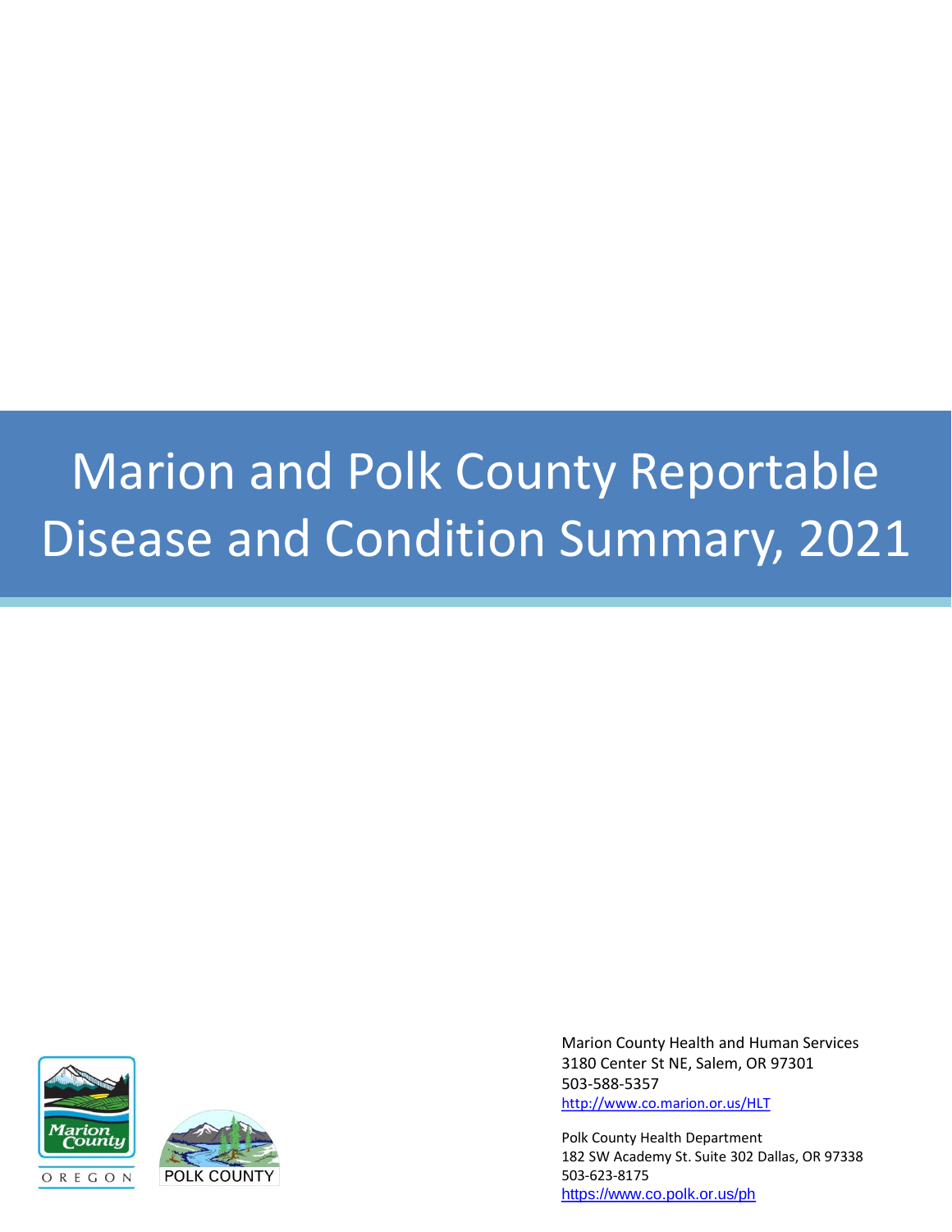# Marion and Polk County Reportable Disease and Condition Summary, 2021

Marion County Health and Human Services
3180 Center St NE, Salem, OR 97301
503-588-5357
http://www.co.marion.or.us/HLT

Polk County Health Department
182 SW Academy St. Suite 302 Dallas, OR 97338
503-623-8175
https://www.co.polk.or.us/ph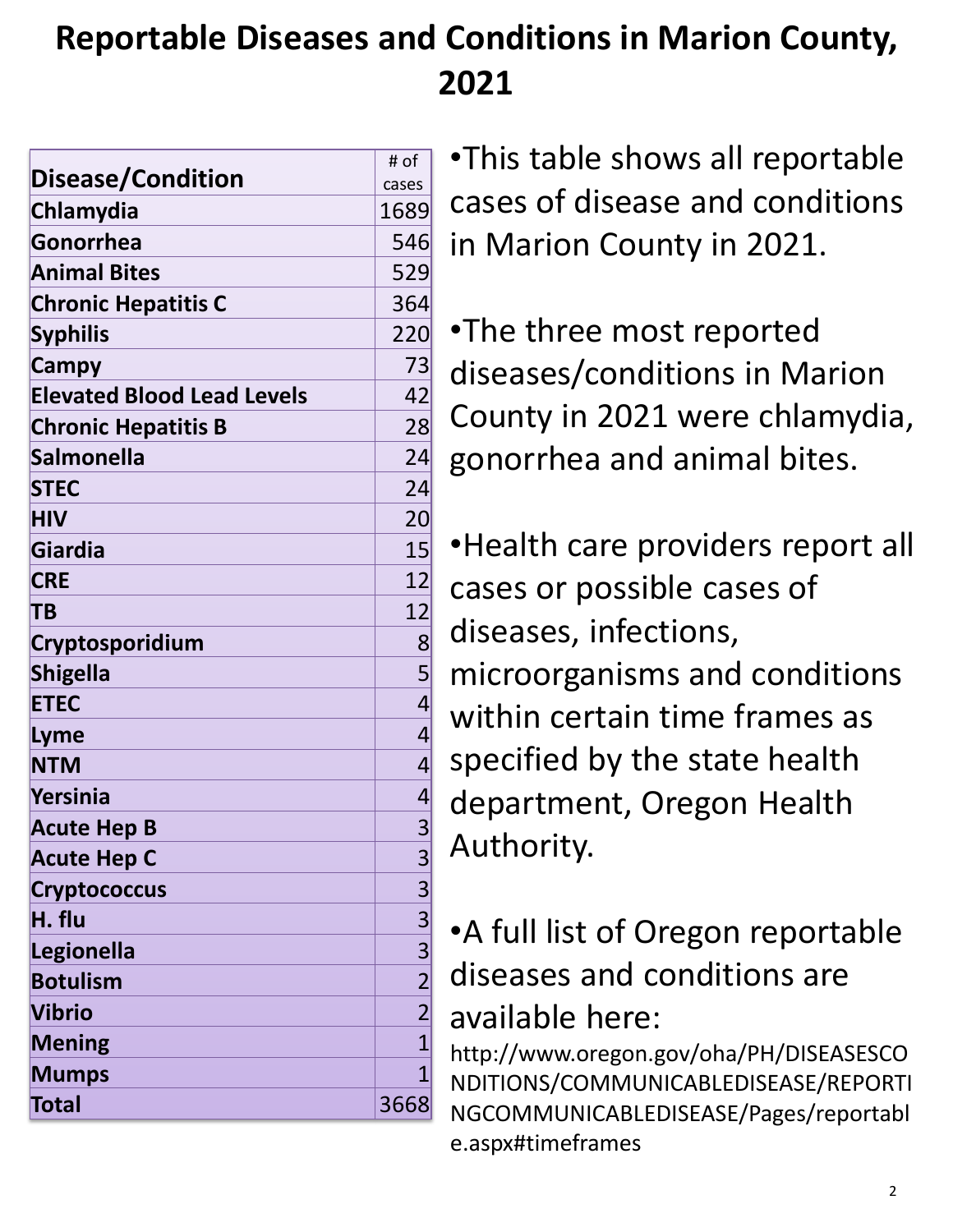# Reportable Diseases and Conditions in Marion County, 2021

| Disease/Condition | # of cases |
|---|---|
| **Chlamydia** | 1689 |
| **Gonorrhea** | 546 |
| **Animal Bites** | 529 |
| **Chronic Hepatitis C** | 364 |
| **Syphilis** | 220 |
| **Campy** | 73 |
| **Elevated Blood Lead Levels** | 42 |
| **Chronic Hepatitis B** | 28 |
| **Salmonella** | 24 |
| **STEC** | 24 |
| **HIV** | 20 |
| **Giardia** | 15 |
| **CRE** | 12 |
| **TB** | 12 |
| **Cryptosporidium** | 8 |
| **Shigella** | 5 |
| **ETEC** | 4 |
| **Lyme** | 4 |
| **NTM** | 4 |
| **Yersinia** | 4 |
| **Acute Hep B** | 3 |
| **Acute Hep C** | 3 |
| **Cryptococcus** | 3 |
| **H. flu** | 3 |
| **Legionella** | 3 |
| **Botulism** | 2 |
| **Vibrio** | 2 |
| **Mening** | 1 |
| **Mumps** | 1 |
| **Total** | 3668 |

- This table shows all reportable cases of disease and conditions in Marion County in 2021.
- The three most reported diseases/conditions in Marion County in 2021 were chlamydia, gonorrhea and animal bites.
- Health care providers report all cases or possible cases of diseases, infections, microorganisms and conditions within certain time frames as specified by the state health department, Oregon Health Authority.
- A full list of Oregon reportable diseases and conditions are available here:

http://www.oregon.gov/oha/PH/DISEASESCONDITIONS/COMMUNICABLEDISEASE/REPORTINGCOMMUNICABLEDISEASE/Pages/reportable.aspx#timeframes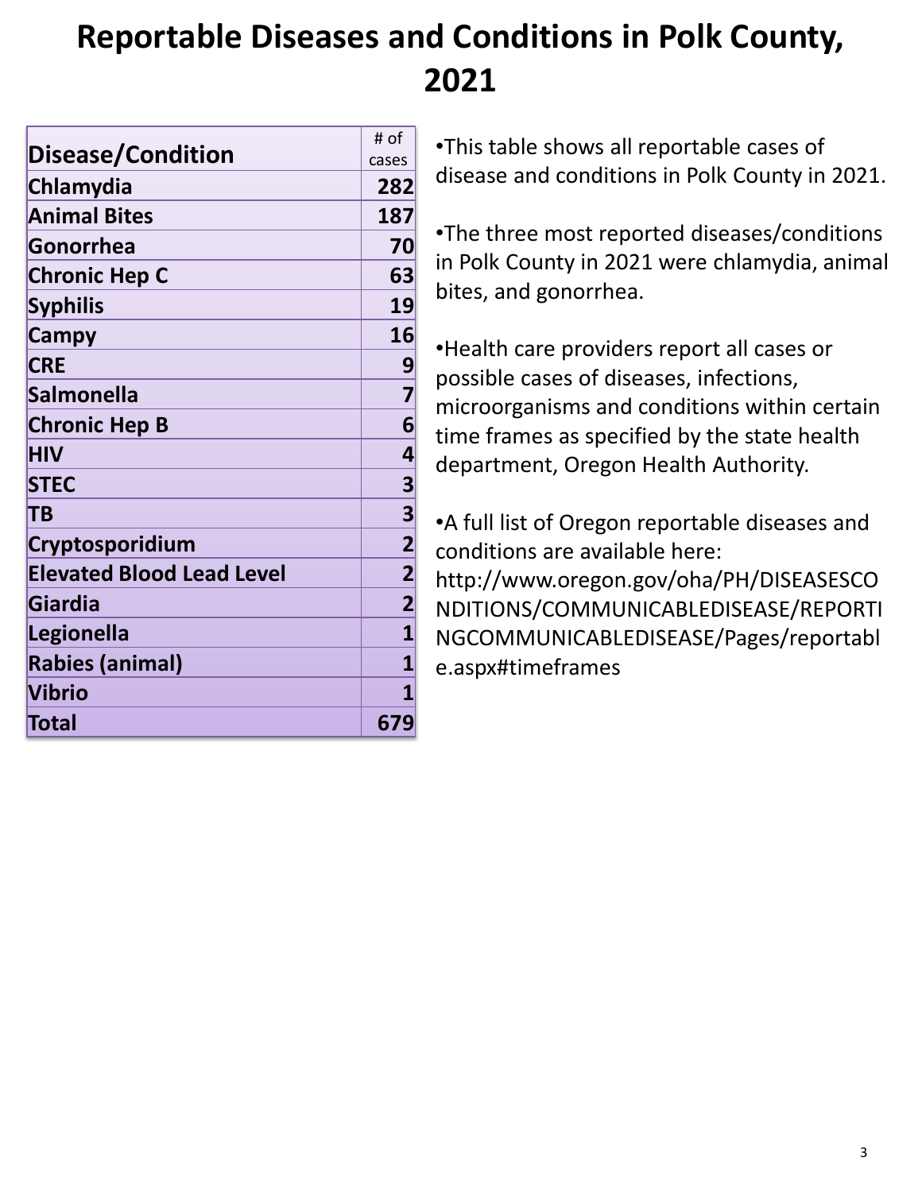# Reportable Diseases and Conditions in Polk County, 2021

| Disease/Condition | # of cases |
|---|---|
| **Chlamydia** | **282** |
| **Animal Bites** | **187** |
| **Gonorrhea** | **70** |
| **Chronic Hep C** | **63** |
| **Syphilis** | **19** |
| **Campy** | **16** |
| **CRE** | **9** |
| **Salmonella** | **7** |
| **Chronic Hep B** | **6** |
| **HIV** | **4** |
| **STEC** | **3** |
| **TB** | **3** |
| **Cryptosporidium** | **2** |
| **Elevated Blood Lead Level** | **2** |
| **Giardia** | **2** |
| **Legionella** | **1** |
| **Rabies (animal)** | **1** |
| **Vibrio** | **1** |
| **Total** | **679** |

- This table shows all reportable cases of disease and conditions in Polk County in 2021.
- The three most reported diseases/conditions in Polk County in 2021 were chlamydia, animal bites, and gonorrhea.
- Health care providers report all cases or possible cases of diseases, infections, microorganisms and conditions within certain time frames as specified by the state health department, Oregon Health Authority.
- A full list of Oregon reportable diseases and conditions are available here: http://www.oregon.gov/oha/PH/DISEASESCONDITIONS/COMMUNICABLEDISEASE/REPORTINGCOMMUNICABLEDISEASE/Pages/reportable.aspx#timeframes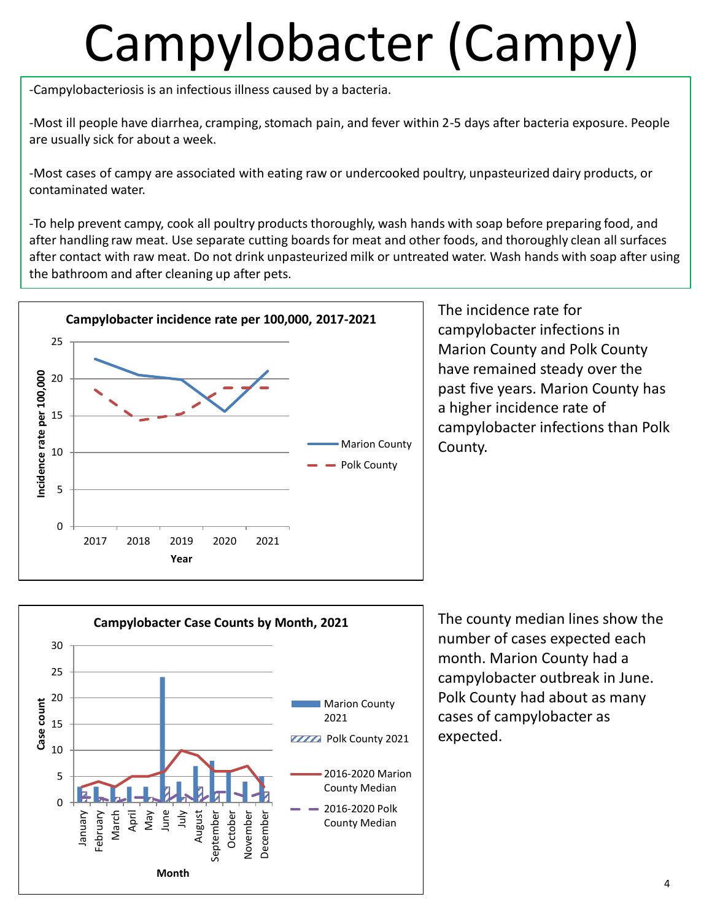# Campylobacter (Campy)

-Campylobacteriosis is an infectious illness caused by a bacteria.

-Most ill people have diarrhea, cramping, stomach pain, and fever within 2-5 days after bacteria exposure. People are usually sick for about a week.

-Most cases of campy are associated with eating raw or undercooked poultry, unpasteurized dairy products, or contaminated water.

-To help prevent campy, cook all poultry products thoroughly, wash hands with soap before preparing food, and after handling raw meat. Use separate cutting boards for meat and other foods, and thoroughly clean all surfaces after contact with raw meat. Do not drink unpasteurized milk or untreated water. Wash hands with soap after using the bathroom and after cleaning up after pets.

**Campylobacter incidence rate per 100,000, 2017-2021**

The incidence rate for campylobacter infections in Marion County and Polk County have remained steady over the past five years. Marion County has a higher incidence rate of campylobacter infections than Polk County.

**Campylobacter Case Counts by Month, 2021**

The county median lines show the number of cases expected each month. Marion County had a campylobacter outbreak in June. Polk County had about as many cases of campylobacter as expected.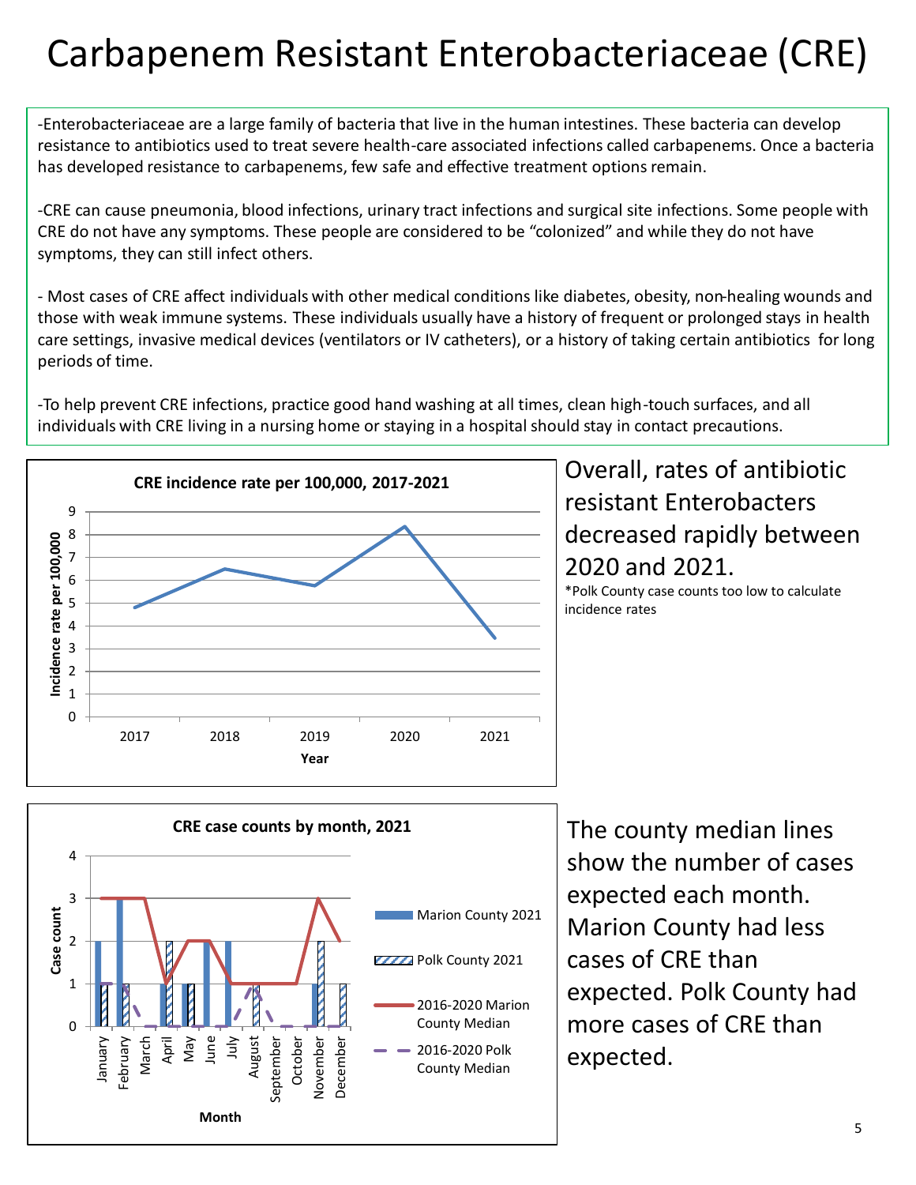# Carbapenem Resistant Enterobacteriaceae (CRE)

-Enterobacteriaceae are a large family of bacteria that live in the human intestines. These bacteria can develop resistance to antibiotics used to treat severe health-care associated infections called carbapenems. Once a bacteria has developed resistance to carbapenems, few safe and effective treatment options remain.

-CRE can cause pneumonia, blood infections, urinary tract infections and surgical site infections. Some people with CRE do not have any symptoms. These people are considered to be "colonized" and while they do not have symptoms, they can still infect others.

- Most cases of CRE affect individuals with other medical conditions like diabetes, obesity, non-healing wounds and those with weak immune systems. These individuals usually have a history of frequent or prolonged stays in health care settings, invasive medical devices (ventilators or IV catheters), or a history of taking certain antibiotics for long periods of time.

-To help prevent CRE infections, practice good hand washing at all times, clean high-touch surfaces, and all individuals with CRE living in a nursing home or staying in a hospital should stay in contact precautions.

**CRE incidence rate per 100,000, 2017-2021**

| Year | Incidence rate per 100,000 |
|---|---|
| 2017 | 4.8 |
| 2018 | 6.5 |
| 2019 | 5.8 |
| 2020 | 8.3 |
| 2021 | 3.5 |

Overall, rates of antibiotic resistant Enterobacters decreased rapidly between 2020 and 2021.

*Polk County case counts too low to calculate incidence rates

**CRE case counts by month, 2021**

| Month | Marion County 2021 | Polk County 2021 | 2016-2020 Marion County Median | 2016-2020 Polk County Median |
|---|---|---|---|---|
| January | 2 | 1 | 3 | 1 |
| February | 3 | 1 | 3 | 1 |
| March | 0 | 0 | 3 | 0 |
| April | 1 | 2 | 1 | 0 |
| May | 1 | 1 | 2 | 0 |
| June | 2 | 0 | 2 | 0 |
| July | 2 | 0 | 1 | 0 |
| August | 0 | 1 | 1 | 1 |
| September | 0 | 0 | 1 | 0 |
| October | 0 | 0 | 1 | 0 |
| November | 1 | 2 | 3 | 0 |
| December | 0 | 1 | 2 | 0 |

The county median lines show the number of cases expected each month. Marion County had less cases of CRE than expected. Polk County had more cases of CRE than expected.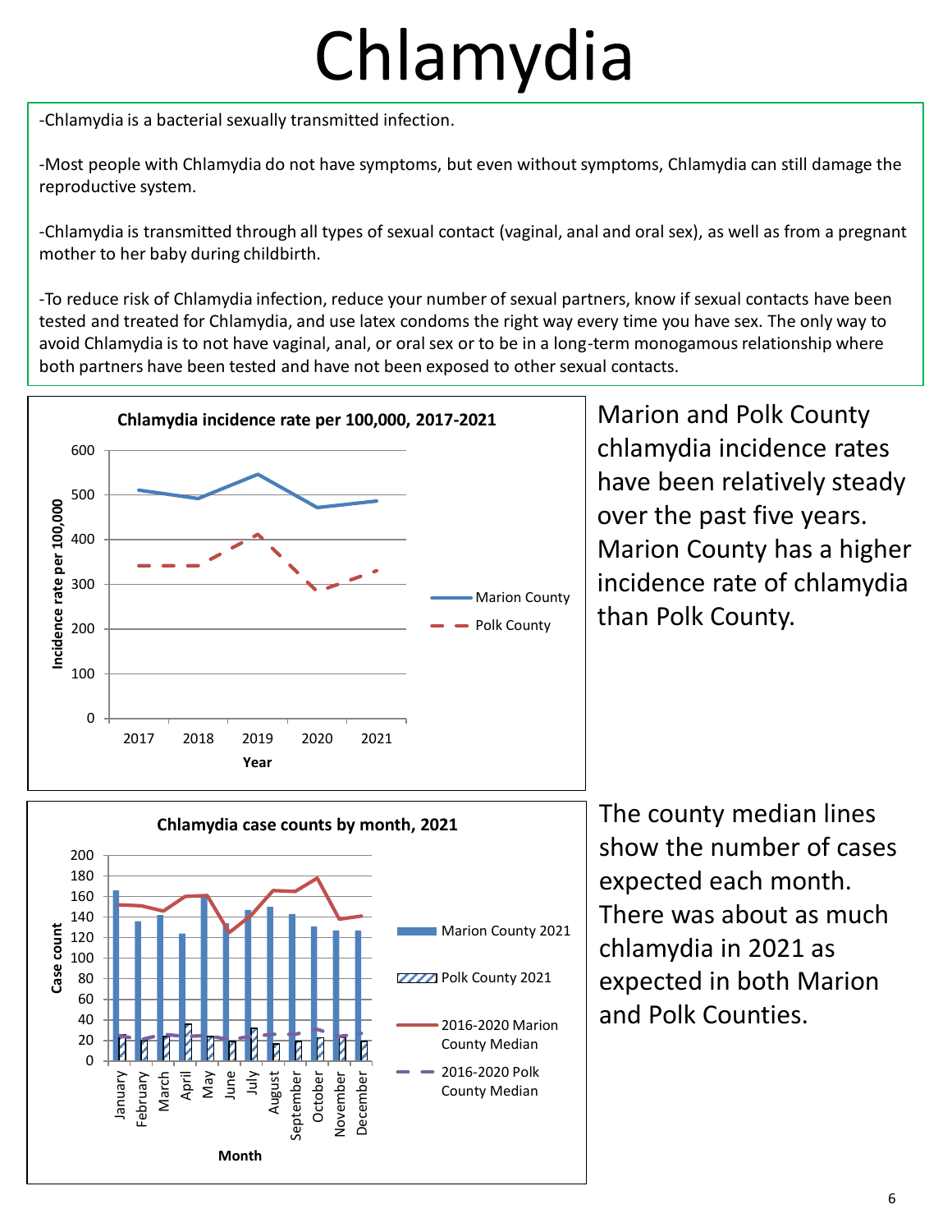# Chlamydia

-Chlamydia is a bacterial sexually transmitted infection.

-Most people with Chlamydia do not have symptoms, but even without symptoms, Chlamydia can still damage the reproductive system.

-Chlamydia is transmitted through all types of sexual contact (vaginal, anal and oral sex), as well as from a pregnant mother to her baby during childbirth.

-To reduce risk of Chlamydia infection, reduce your number of sexual partners, know if sexual contacts have been tested and treated for Chlamydia, and use latex condoms the right way every time you have sex. The only way to avoid Chlamydia is to not have vaginal, anal, or oral sex or to be in a long-term monogamous relationship where both partners have been tested and have not been exposed to other sexual contacts.

**Chlamydia incidence rate per 100,000, 2017-2021**

Marion and Polk County chlamydia incidence rates have been relatively steady over the past five years. Marion County has a higher incidence rate of chlamydia than Polk County.

**Chlamydia case counts by month, 2021**

The county median lines show the number of cases expected each month. There was about as much chlamydia in 2021 as expected in both Marion and Polk Counties.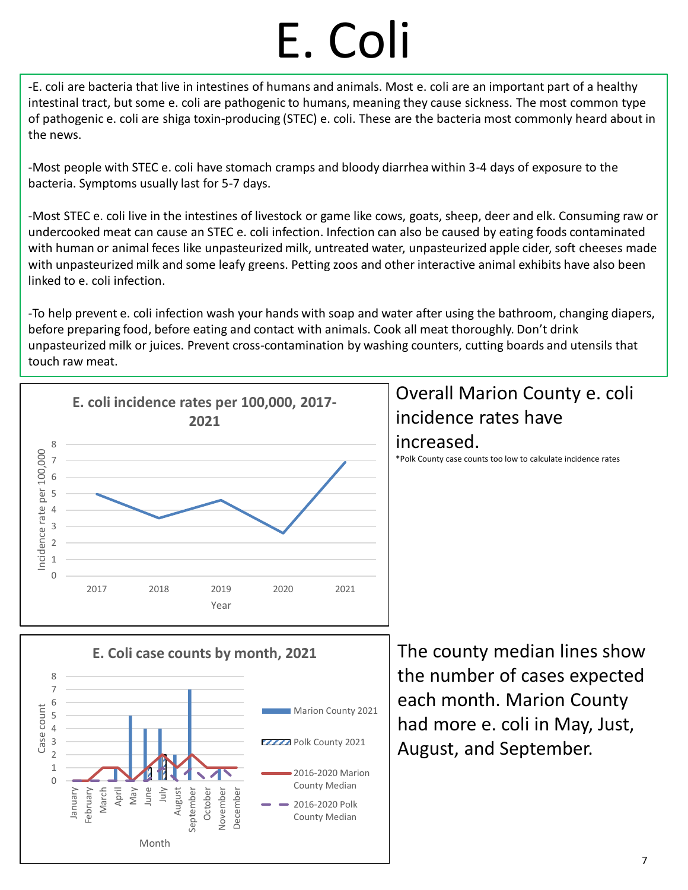# E. Coli

-E. coli are bacteria that live in intestines of humans and animals. Most e. coli are an important part of a healthy intestinal tract, but some e. coli are pathogenic to humans, meaning they cause sickness. The most common type of pathogenic e. coli are shiga toxin-producing (STEC) e. coli. These are the bacteria most commonly heard about in the news.

-Most people with STEC e. coli have stomach cramps and bloody diarrhea within 3-4 days of exposure to the bacteria. Symptoms usually last for 5-7 days.

-Most STEC e. coli live in the intestines of livestock or game like cows, goats, sheep, deer and elk. Consuming raw or undercooked meat can cause an STEC e. coli infection. Infection can also be caused by eating foods contaminated with human or animal feces like unpasteurized milk, untreated water, unpasteurized apple cider, soft cheeses made with unpasteurized milk and some leafy greens. Petting zoos and other interactive animal exhibits have also been linked to e. coli infection.

-To help prevent e. coli infection wash your hands with soap and water after using the bathroom, changing diapers, before preparing food, before eating and contact with animals. Cook all meat thoroughly. Don't drink unpasteurized milk or juices. Prevent cross-contamination by washing counters, cutting boards and utensils that touch raw meat.

**E. coli incidence rates per 100,000, 2017-2021**

Overall Marion County e. coli incidence rates have increased.

*Polk County case counts too low to calculate incidence rates

**E. Coli case counts by month, 2021**

The county median lines show the number of cases expected each month. Marion County had more e. coli in May, Just, August, and September.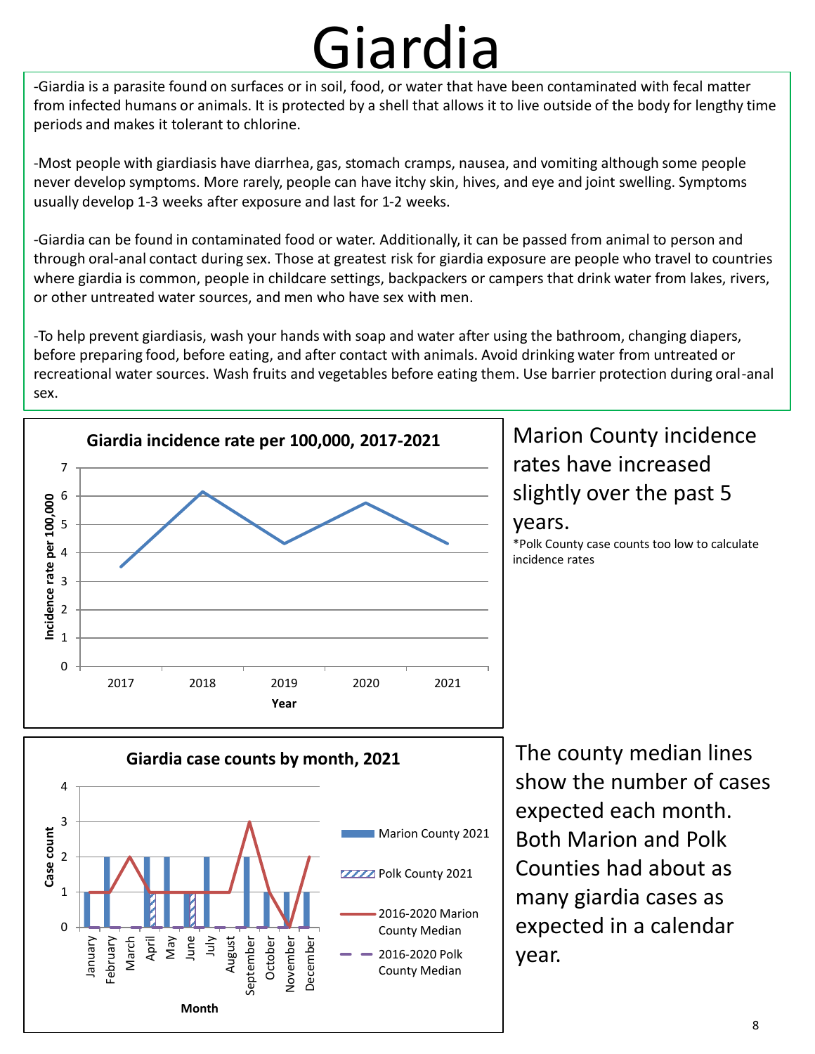# Giardia

-Giardia is a parasite found on surfaces or in soil, food, or water that have been contaminated with fecal matter from infected humans or animals. It is protected by a shell that allows it to live outside of the body for lengthy time periods and makes it tolerant to chlorine.

-Most people with giardiasis have diarrhea, gas, stomach cramps, nausea, and vomiting although some people never develop symptoms. More rarely, people can have itchy skin, hives, and eye and joint swelling. Symptoms usually develop 1-3 weeks after exposure and last for 1-2 weeks.

-Giardia can be found in contaminated food or water. Additionally, it can be passed from animal to person and through oral-anal contact during sex. Those at greatest risk for giardia exposure are people who travel to countries where giardia is common, people in childcare settings, backpackers or campers that drink water from lakes, rivers, or other untreated water sources, and men who have sex with men.

-To help prevent giardiasis, wash your hands with soap and water after using the bathroom, changing diapers, before preparing food, before eating, and after contact with animals. Avoid drinking water from untreated or recreational water sources. Wash fruits and vegetables before eating them. Use barrier protection during oral-anal sex.

**Giardia incidence rate per 100,000, 2017-2021**

Marion County incidence rates have increased slightly over the past 5 years.

*Polk County case counts too low to calculate incidence rates

**Giardia case counts by month, 2021**

The county median lines show the number of cases expected each month. Both Marion and Polk Counties had about as many giardia cases as expected in a calendar year.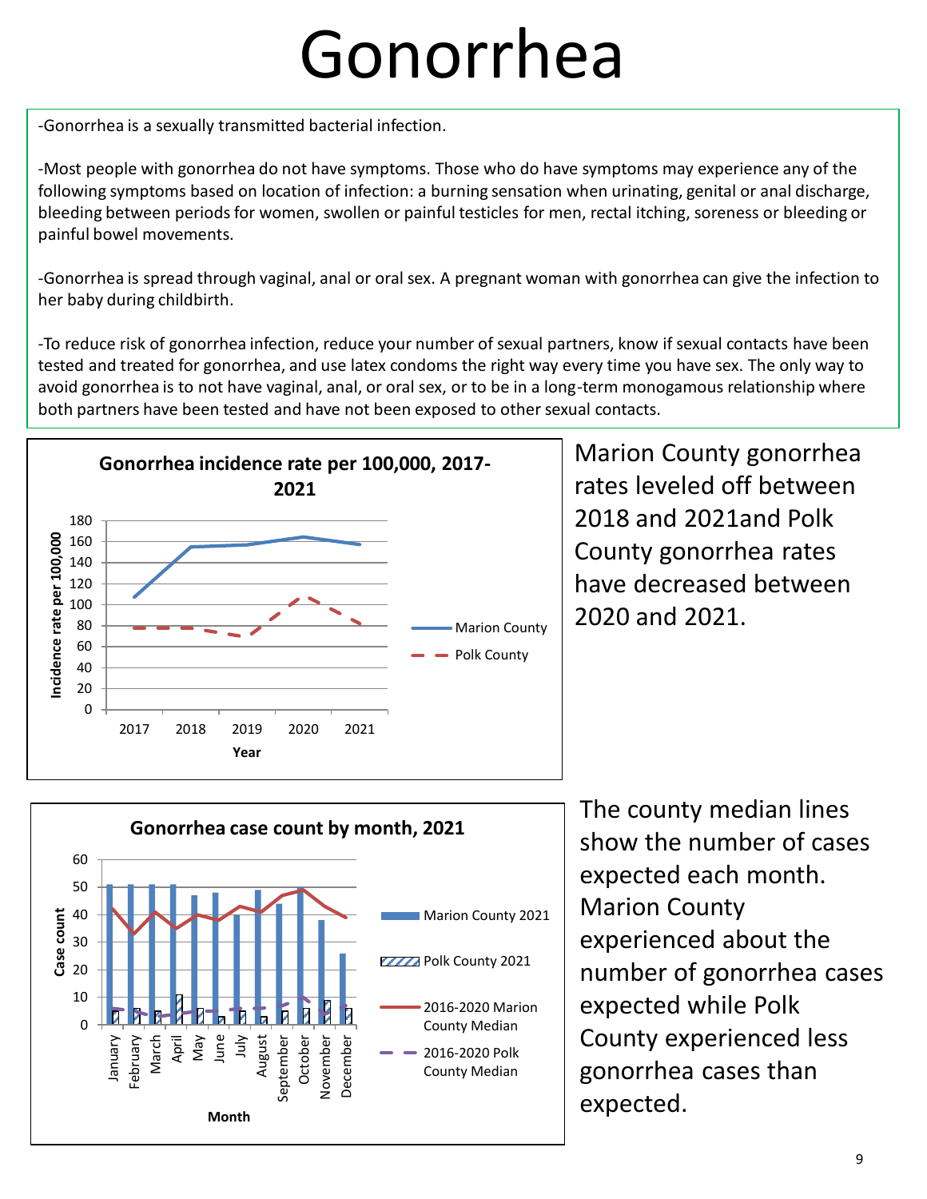# Gonorrhea

-Gonorrhea is a sexually transmitted bacterial infection.

-Most people with gonorrhea do not have symptoms. Those who do have symptoms may experience any of the following symptoms based on location of infection: a burning sensation when urinating, genital or anal discharge, bleeding between periods for women, swollen or painful testicles for men, rectal itching, soreness or bleeding or painful bowel movements.

-Gonorrhea is spread through vaginal, anal or oral sex. A pregnant woman with gonorrhea can give the infection to her baby during childbirth.

-To reduce risk of gonorrhea infection, reduce your number of sexual partners, know if sexual contacts have been tested and treated for gonorrhea, and use latex condoms the right way every time you have sex. The only way to avoid gonorrhea is to not have vaginal, anal, or oral sex, or to be in a long-term monogamous relationship where both partners have been tested and have not been exposed to other sexual contacts.

**Gonorrhea incidence rate per 100,000, 2017-2021**

Marion County gonorrhea rates leveled off between 2018 and 2021and Polk County gonorrhea rates have decreased between 2020 and 2021.

**Gonorrhea case count by month, 2021**

The county median lines show the number of cases expected each month. Marion County experienced about the number of gonorrhea cases expected while Polk County experienced less gonorrhea cases than expected.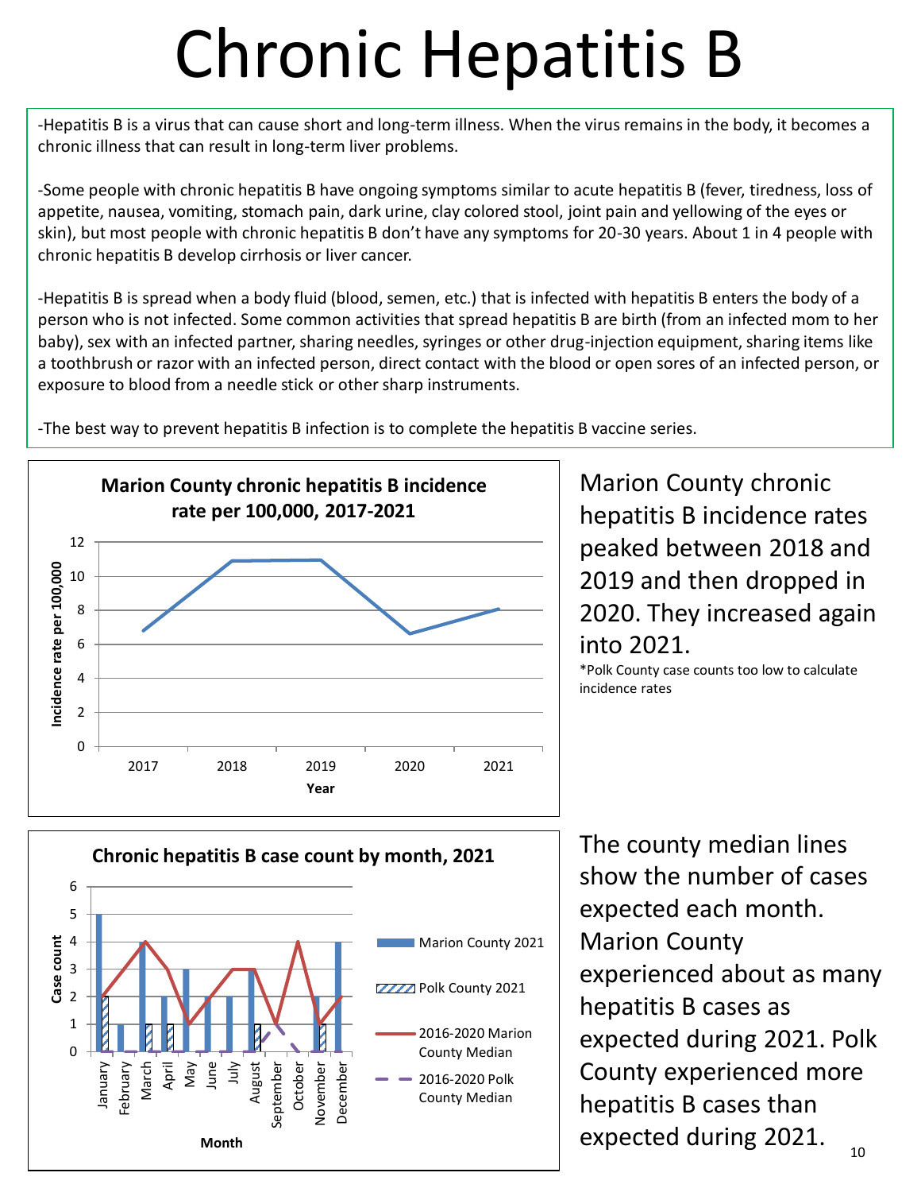# Chronic Hepatitis B

-Hepatitis B is a virus that can cause short and long-term illness. When the virus remains in the body, it becomes a chronic illness that can result in long-term liver problems.

-Some people with chronic hepatitis B have ongoing symptoms similar to acute hepatitis B (fever, tiredness, loss of appetite, nausea, vomiting, stomach pain, dark urine, clay colored stool, joint pain and yellowing of the eyes or skin), but most people with chronic hepatitis B don't have any symptoms for 20-30 years. About 1 in 4 people with chronic hepatitis B develop cirrhosis or liver cancer.

-Hepatitis B is spread when a body fluid (blood, semen, etc.) that is infected with hepatitis B enters the body of a person who is not infected. Some common activities that spread hepatitis B are birth (from an infected mom to her baby), sex with an infected partner, sharing needles, syringes or other drug-injection equipment, sharing items like a toothbrush or razor with an infected person, direct contact with the blood or open sores of an infected person, or exposure to blood from a needle stick or other sharp instruments.

-The best way to prevent hepatitis B infection is to complete the hepatitis B vaccine series.

**Marion County chronic hepatitis B incidence rate per 100,000, 2017-2021**

Marion County chronic hepatitis B incidence rates peaked between 2018 and 2019 and then dropped in 2020. They increased again into 2021.

*Polk County case counts too low to calculate incidence rates

**Chronic hepatitis B case count by month, 2021**

The county median lines show the number of cases expected each month. Marion County experienced about as many hepatitis B cases as expected during 2021. Polk County experienced more hepatitis B cases than expected during 2021.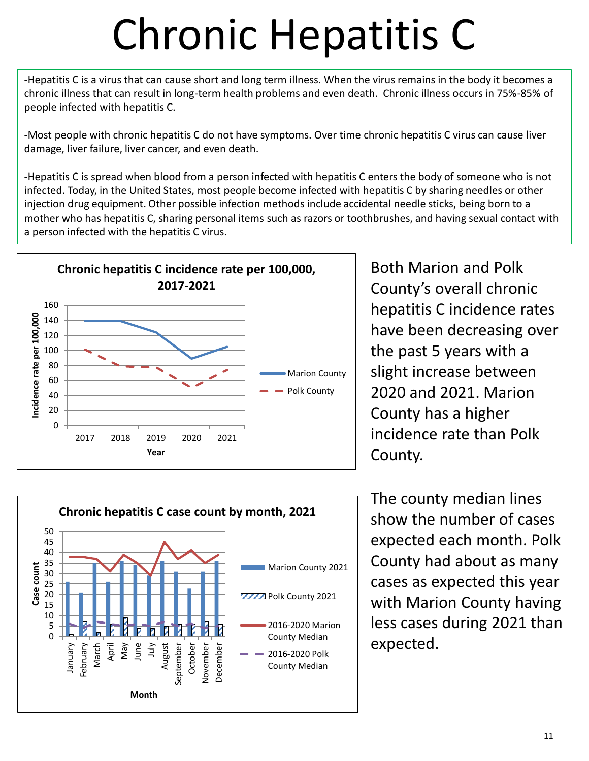# Chronic Hepatitis C

-Hepatitis C is a virus that can cause short and long term illness. When the virus remains in the body it becomes a chronic illness that can result in long-term health problems and even death. Chronic illness occurs in 75%-85% of people infected with hepatitis C.

-Most people with chronic hepatitis C do not have symptoms. Over time chronic hepatitis C virus can cause liver damage, liver failure, liver cancer, and even death.

-Hepatitis C is spread when blood from a person infected with hepatitis C enters the body of someone who is not infected. Today, in the United States, most people become infected with hepatitis C by sharing needles or other injection drug equipment. Other possible infection methods include accidental needle sticks, being born to a mother who has hepatitis C, sharing personal items such as razors or toothbrushes, and having sexual contact with a person infected with the hepatitis C virus.

**Chronic hepatitis C incidence rate per 100,000, 2017-2021**

Both Marion and Polk County's overall chronic hepatitis C incidence rates have been decreasing over the past 5 years with a slight increase between 2020 and 2021. Marion County has a higher incidence rate than Polk County.

**Chronic hepatitis C case count by month, 2021**

The county median lines show the number of cases expected each month. Polk County had about as many cases as expected this year with Marion County having less cases during 2021 than expected.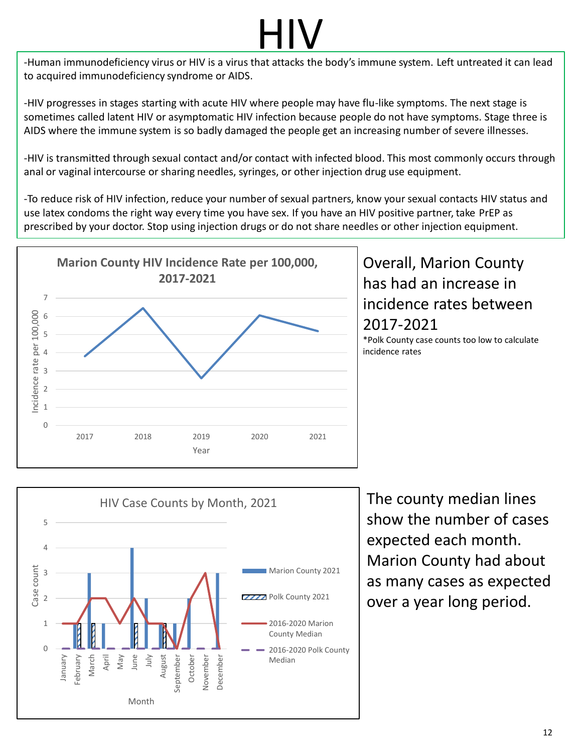# HIV

-Human immunodeficiency virus or HIV is a virus that attacks the body's immune system. Left untreated it can lead to acquired immunodeficiency syndrome or AIDS.

-HIV progresses in stages starting with acute HIV where people may have flu-like symptoms. The next stage is sometimes called latent HIV or asymptomatic HIV infection because people do not have symptoms. Stage three is AIDS where the immune system is so badly damaged the people get an increasing number of severe illnesses.

-HIV is transmitted through sexual contact and/or contact with infected blood. This most commonly occurs through anal or vaginal intercourse or sharing needles, syringes, or other injection drug use equipment.

-To reduce risk of HIV infection, reduce your number of sexual partners, know your sexual contacts HIV status and use latex condoms the right way every time you have sex. If you have an HIV positive partner, take PrEP as prescribed by your doctor. Stop using injection drugs or do not share needles or other injection equipment.

**Marion County HIV Incidence Rate per 100,000, 2017-2021**

Overall, Marion County has had an increase in incidence rates between 2017-2021

*Polk County case counts too low to calculate incidence rates

**HIV Case Counts by Month, 2021**

The county median lines show the number of cases expected each month. Marion County had about as many cases as expected over a year long period.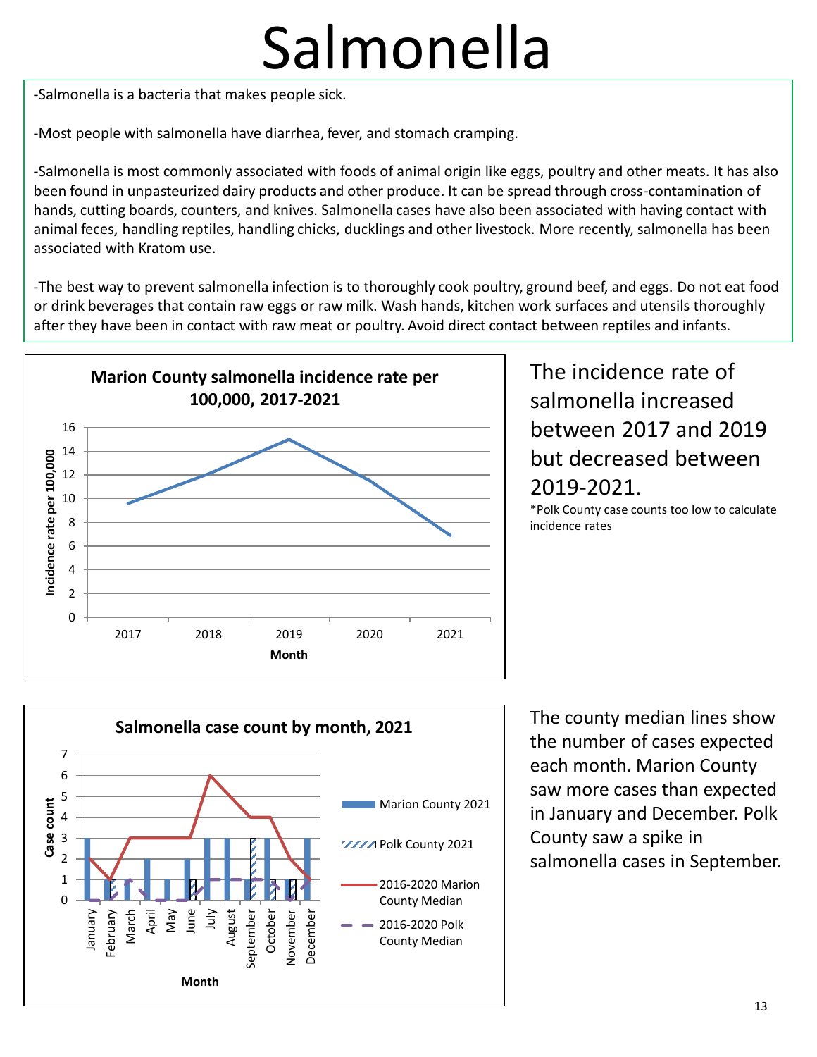# Salmonella

-Salmonella is a bacteria that makes people sick.

-Most people with salmonella have diarrhea, fever, and stomach cramping.

-Salmonella is most commonly associated with foods of animal origin like eggs, poultry and other meats. It has also been found in unpasteurized dairy products and other produce. It can be spread through cross-contamination of hands, cutting boards, counters, and knives. Salmonella cases have also been associated with having contact with animal feces, handling reptiles, handling chicks, ducklings and other livestock. More recently, salmonella has been associated with Kratom use.

-The best way to prevent salmonella infection is to thoroughly cook poultry, ground beef, and eggs. Do not eat food or drink beverages that contain raw eggs or raw milk. Wash hands, kitchen work surfaces and utensils thoroughly after they have been in contact with raw meat or poultry. Avoid direct contact between reptiles and infants.

**Marion County salmonella incidence rate per 100,000, 2017-2021**

The incidence rate of salmonella increased between 2017 and 2019 but decreased between 2019-2021.

*Polk County case counts too low to calculate incidence rates

**Salmonella case count by month, 2021**

The county median lines show the number of cases expected each month. Marion County saw more cases than expected in January and December. Polk County saw a spike in salmonella cases in September.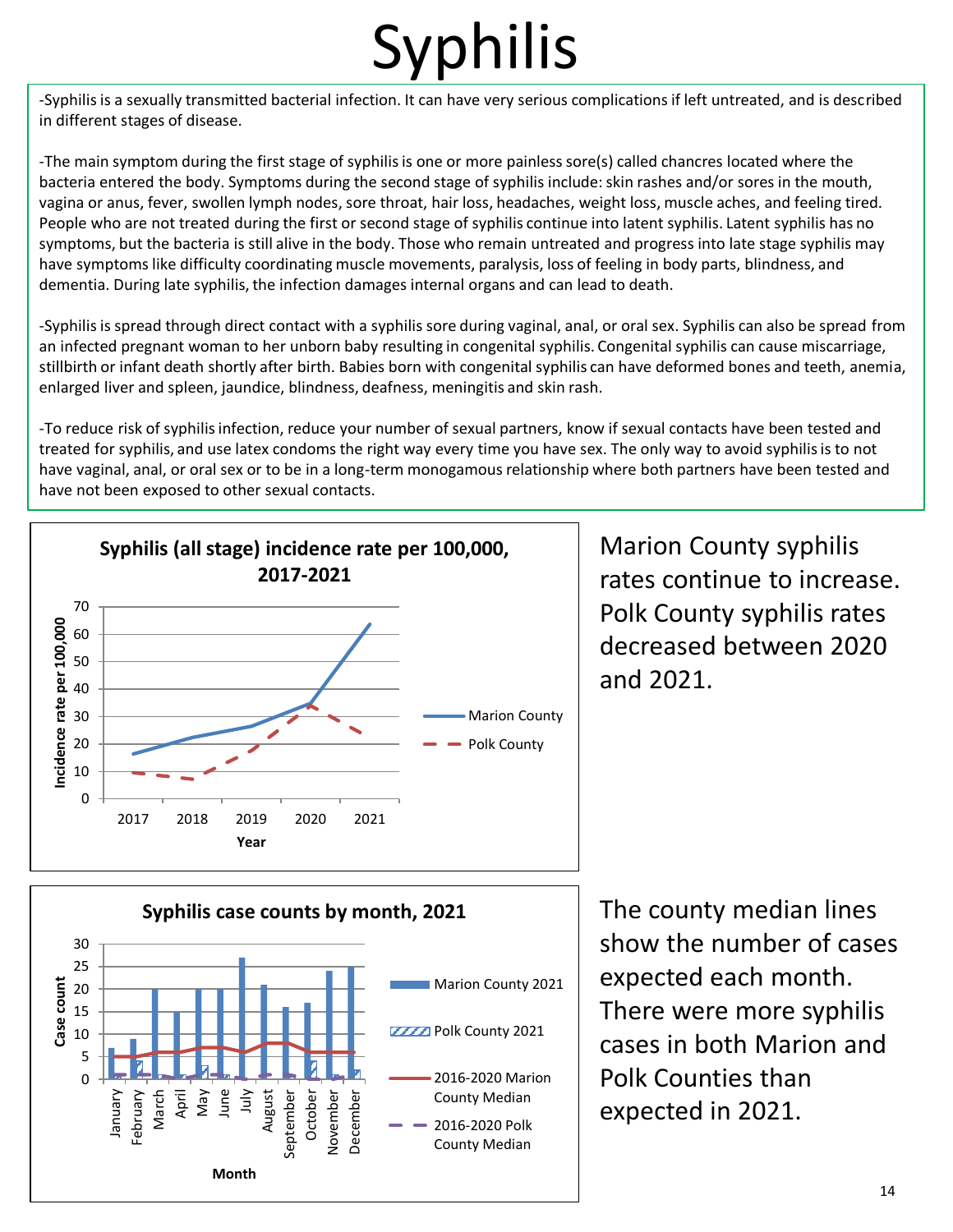# Syphilis

-Syphilis is a sexually transmitted bacterial infection. It can have very serious complications if left untreated, and is described in different stages of disease.

-The main symptom during the first stage of syphilis is one or more painless sore(s) called chancres located where the bacteria entered the body. Symptoms during the second stage of syphilis include: skin rashes and/or sores in the mouth, vagina or anus, fever, swollen lymph nodes, sore throat, hair loss, headaches, weight loss, muscle aches, and feeling tired. People who are not treated during the first or second stage of syphilis continue into latent syphilis. Latent syphilis has no symptoms, but the bacteria is still alive in the body. Those who remain untreated and progress into late stage syphilis may have symptoms like difficulty coordinating muscle movements, paralysis, loss of feeling in body parts, blindness, and dementia. During late syphilis, the infection damages internal organs and can lead to death.

-Syphilis is spread through direct contact with a syphilis sore during vaginal, anal, or oral sex. Syphilis can also be spread from an infected pregnant woman to her unborn baby resulting in congenital syphilis. Congenital syphilis can cause miscarriage, stillbirth or infant death shortly after birth. Babies born with congenital syphilis can have deformed bones and teeth, anemia, enlarged liver and spleen, jaundice, blindness, deafness, meningitis and skin rash.

-To reduce risk of syphilis infection, reduce your number of sexual partners, know if sexual contacts have been tested and treated for syphilis, and use latex condoms the right way every time you have sex. The only way to avoid syphilis is to not have vaginal, anal, or oral sex or to be in a long-term monogamous relationship where both partners have been tested and have not been exposed to other sexual contacts.

**Syphilis (all stage) incidence rate per 100,000, 2017-2021**

Incidence rate per 100,000

0
10
20
30
40
50
60
70

2017
2018
2019
2020
2021

Year

Marion County
Polk County

Marion County syphilis rates continue to increase. Polk County syphilis rates decreased between 2020 and 2021.

**Syphilis case counts by month, 2021**

Case count

0
5
10
15
20
25
30

January
February
March
April
May
June
July
August
September
October
November
December

Month

Marion County 2021
Polk County 2021
2016-2020 Marion County Median
2016-2020 Polk County Median

The county median lines show the number of cases expected each month. There were more syphilis cases in both Marion and Polk Counties than expected in 2021.